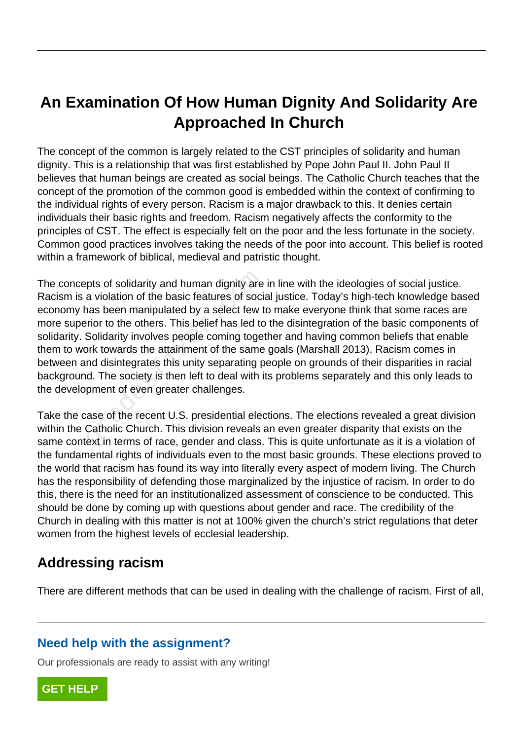# An Examination Of How Human Dignity And Solidarity Are Approached In Church

The concept of the common is largely related to the CST principles of solidarity and human dignity. This is a relationship that was first established by Pope John Paul II. John Paul II believes that human beings are created as social beings. The Catholic Church teaches that the concept of the promotion of the common good is embedded within the context of confirming to the individual rights of every person. Racism is a major drawback to this. It denies certain individuals their basic rights and freedom. Racism negatively affects the conformity to the principles of CST. The effect is especially felt on the poor and the less fortunate in the society. Common good practices involves taking the needs of the poor into account. This belief is rooted within a framework of biblical, medieval and patristic thought.

The concepts of solidarity and human dignity are in line with the ideologies of social justice. Racism is a violation of the basic features of social justice. Today's high-tech knowledge based economy has been manipulated by a select few to make everyone think that some races are more superior to the others. This belief has led to the disintegration of the basic components of solidarity. Solidarity involves people coming together and having common beliefs that enable them to work towards the attainment of the same goals (Marshall 2013). Racism comes in between and disintegrates this unity separating people on grounds of their disparities in racial background. The society is then left to deal with its problems separately and this only leads to the development of even greater challenges.

Take the case of the recent U.S. presidential elections. The elections revealed a great division within the Catholic Church. This division reveals an even greater disparity that exists on the same context in terms of race, gender and class. This is quite unfortunate as it is a violation of the fundamental rights of individuals even to the most basic grounds. These elections proved to the world that racism has found its way into literally every aspect of modern living. The Church has the responsibility of defending those marginalized by the injustice of racism. In order to do this, there is the need for an institutionalized assessment of conscience to be conducted. This should be done by coming up with questions about gender and race. The credibility of the Church in dealing with this matter is not at 100% given the church's strict regulations that deter women from the highest levels of ecclesial leadership.

## Addressing racism

There are different methods that can be used in dealing with the challenge of racism. First of all,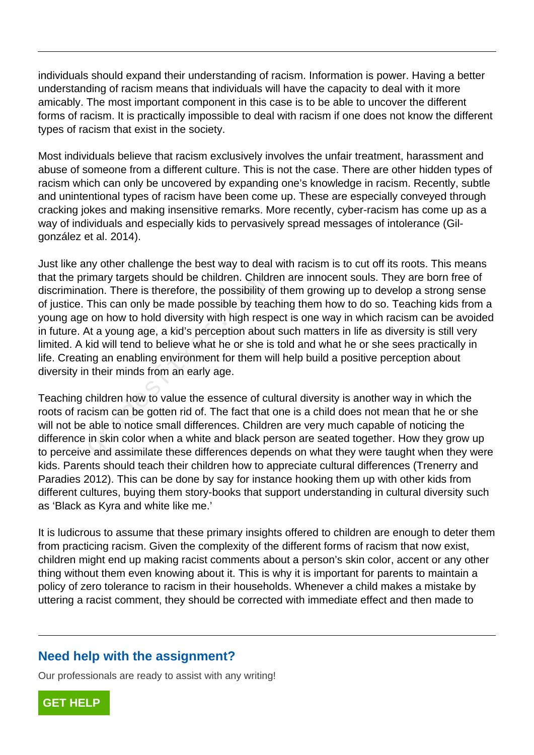individuals should expand their understanding of racism. Information is power. Having a better understanding of racism means that individuals will have the capacity to deal with it more amicably. The most important component in this case is to be able to uncover the different forms of racism. It is practically impossible to deal with racism if one does not know the different types of racism that exist in the society.

Most individuals believe that racism exclusively involves the unfair treatment, harassment and abuse of someone from a different culture. This is not the case. There are other hidden types of racism which can only be uncovered by expanding one's knowledge in racism. Recently, subtle and unintentional types of racism have been come up. These are especially conveyed through cracking jokes and making insensitive remarks. More recently, cyber-racism has come up as a way of individuals and especially kids to pervasively spread messages of intolerance (Gil-gonzález et al. 2014).

Just like any other challenge the best way to deal with racism is to cut off its roots. This means that the primary targets should be children. Children are innocent souls. They are born free of discrimination. There is therefore, the possibility of them growing up to develop a strong sense of justice. This can only be made possible by teaching them how to do so. Teaching kids from a young age on how to hold diversity with high respect is one way in which racism can be avoided in future. At a young age, a kid's perception about such matters in life as diversity is still very limited. A kid will tend to believe what he or she is told and what he or she sees practically in life. Creating an enabling environment for them will help build a positive perception about diversity in their minds from an early age.

Teaching children how to value the essence of cultural diversity is another way in which the roots of racism can be gotten rid of. The fact that one is a child does not mean that he or she will not be able to notice small differences. Children are very much capable of noticing the difference in skin color when a white and black person are seated together. How they grow up to perceive and assimilate these differences depends on what they were taught when they were kids. Parents should teach their children how to appreciate cultural differences (Trenerry and Paradies 2012). This can be done by say for instance hooking them up with other kids from different cultures, buying them story-books that support understanding in cultural diversity such as 'Black as Kyra and white like me.'

It is ludicrous to assume that these primary insights offered to children are enough to deter them from practicing racism. Given the complexity of the different forms of racism that now exist, children might end up making racist comments about a person's skin color, accent or any other thing without them even knowing about it. This is why it is important for parents to maintain a policy of zero tolerance to racism in their households. Whenever a child makes a mistake by uttering a racist comment, they should be corrected with immediate effect and then made to

## Need help with the assignment?

Our professionals are ready to assist with any writing!

GET HELP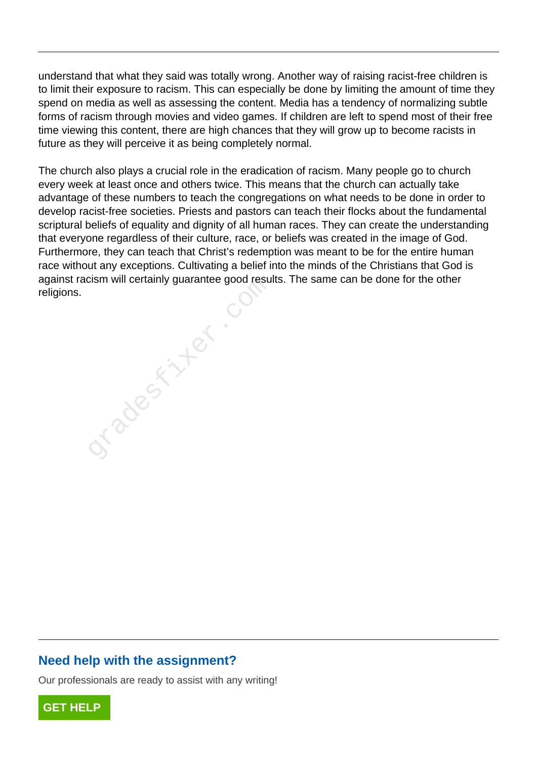understand that what they said was totally wrong. Another way of raising racist-free children is to limit their exposure to racism. This can especially be done by limiting the amount of time they spend on media as well as assessing the content. Media has a tendency of normalizing subtle forms of racism through movies and video games. If children are left to spend most of their free time viewing this content, there are high chances that they will grow up to become racists in future as they will perceive it as being completely normal.

The church also plays a crucial role in the eradication of racism. Many people go to church every week at least once and others twice. This means that the church can actually take advantage of these numbers to teach the congregations on what needs to be done in order to develop racist-free societies. Priests and pastors can teach their flocks about the fundamental scriptural beliefs of equality and dignity of all human races. They can create the understanding that everyone regardless of their culture, race, or beliefs was created in the image of God. Furthermore, they can teach that Christ's redemption was meant to be for the entire human race without any exceptions. Cultivating a belief into the minds of the Christians that God is against racism will certainly guarantee good results. The same can be done for the other religions.

## Need help with the assignment?

Our professionals are ready to assist with any writing!

GET HELP